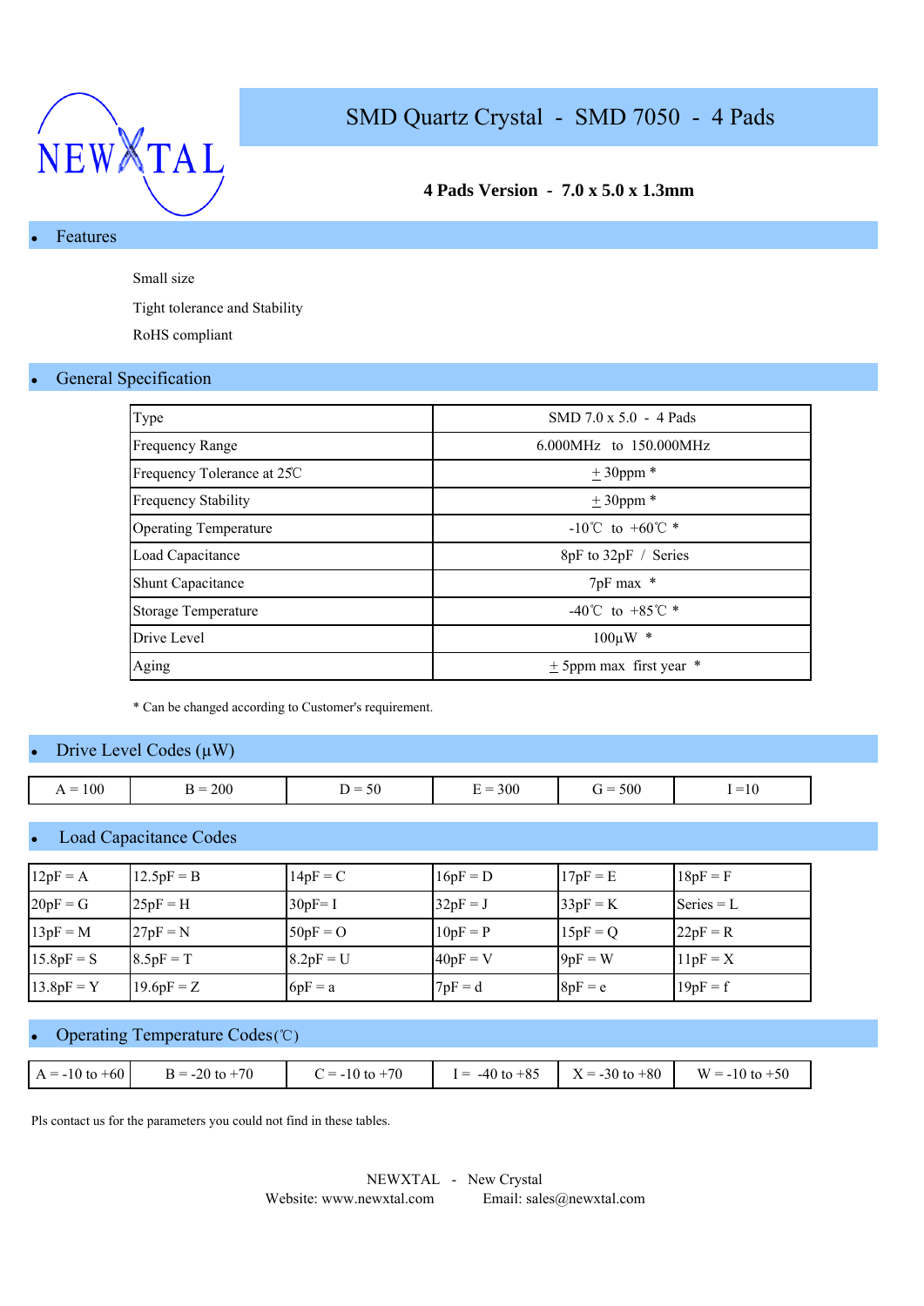NEWXTAL

# SMD Quartz Crystal - SMD 7050 - 4 Pads

**4 Pads Version - 7.0 x 5.0 x 1.3mm**

## Features

- Small size
- Tight tolerance and Stability
- RoHS compliant

## General Specification

| Type | SMD 7.0 x 5.0 - 4 Pads |
|---|---|
| Frequency Range | 6.000MHz to 150.000MHz |
| Frequency Tolerance at 25℃ | ± 30ppm * |
| Frequency Stability | ± 30ppm * |
| Operating Temperature | -10℃ to +60℃ * |
| Load Capacitance | 8pF to 32pF / Series |
| Shunt Capacitance | 7pF max * |
| Storage Temperature | -40℃ to +85℃ * |
| Drive Level | 100µW * |
| Aging | ± 5ppm max first year * |

* Can be changed according to Customer's requirement.

## Drive Level Codes (µW)

| A = 100 | B = 200 | D = 50 | E = 300 | G = 500 | I =10 |
|---|---|---|---|---|---|

## Load Capacitance Codes

| 12pF = A | 12.5pF = B | 14pF = C | 16pF = D | 17pF = E | 18pF = F |
|---|---|---|---|---|---|
| 20pF = G | 25pF = H | 30pF= I | 32pF = J | 33pF = K | Series = L |
| 13pF = M | 27pF = N | 50pF = O | 10pF = P | 15pF = Q | 22pF = R |
| 15.8pF = S | 8.5pF = T | 8.2pF = U | 40pF = V | 9pF = W | 11pF = X |
| 13.8pF = Y | 19.6pF = Z | 6pF = a | 7pF = d | 8pF = e | 19pF = f |

## Operating Temperature Codes(℃)

| A = -10 to +60 | B = -20 to +70 | C = -10 to +70 | I = -40 to +85 | X = -30 to +80 | W = -10 to +50 |
|---|---|---|---|---|---|

Pls contact us for the parameters you could not find in these tables.

NEWXTAL - New Crystal
Website: www.newxtal.com Email: sales@newxtal.com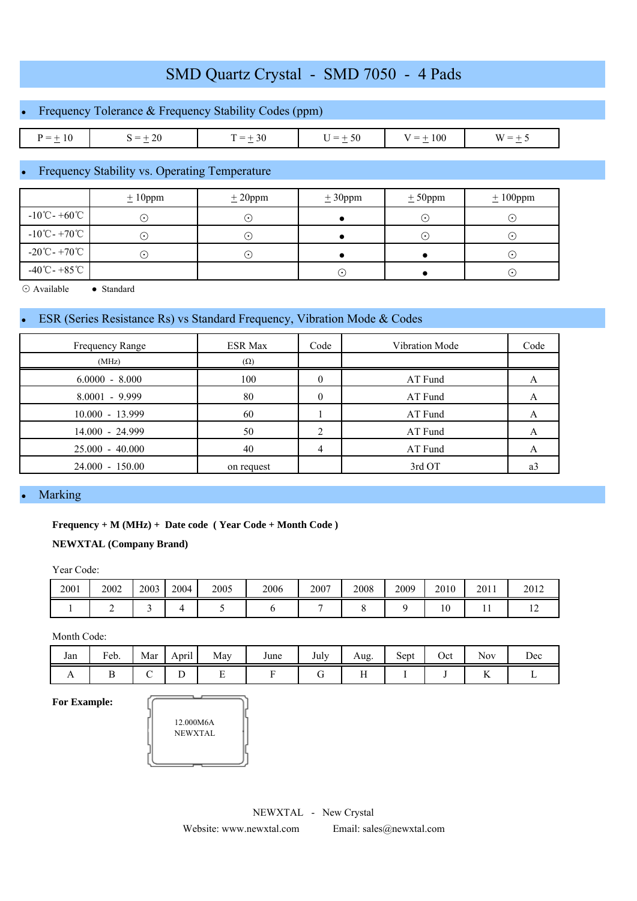# SMD Quartz Crystal - SMD 7050 - 4 Pads

## • Frequency Tolerance & Frequency Stability Codes (ppm)

| P = ± 10 | S = ± 20 | T = ± 30 | U = ± 50 | V = ± 100 | W = ± 5 |
|---|---|---|---|---|---|

## • Frequency Stability vs. Operating Temperature

| | ± 10ppm | ± 20ppm | ± 30ppm | ± 50ppm | ± 100ppm |
|---|---|---|---|---|---|
| -10℃- +60℃ | ⊙ | ⊙ | ● | ⊙ | ⊙ |
| -10℃- +70℃ | ⊙ | ⊙ | ● | ⊙ | ⊙ |
| -20℃- +70℃ | ⊙ | ⊙ | ● | ● | ⊙ |
| -40℃- +85℃ | | | ⊙ | ● | ⊙ |

⊙ Available ● Standard

## • ESR (Series Resistance Rs) vs Standard Frequency, Vibration Mode & Codes

| Frequency Range (MHz) | ESR Max (Ω) | Code | Vibration Mode | Code |
|---|---|---|---|---|
| 6.0000 - 8.000 | 100 | 0 | AT Fund | A |
| 8.0001 - 9.999 | 80 | 0 | AT Fund | A |
| 10.000 - 13.999 | 60 | 1 | AT Fund | A |
| 14.000 - 24.999 | 50 | 2 | AT Fund | A |
| 25.000 - 40.000 | 40 | 4 | AT Fund | A |
| 24.000 - 150.00 | on request | | 3rd OT | a3 |

## • Marking

**Frequency + M (MHz) + Date code ( Year Code + Month Code )**

**NEWXTAL (Company Brand)**

Year Code:

| 2001 | 2002 | 2003 | 2004 | 2005 | 2006 | 2007 | 2008 | 2009 | 2010 | 2011 | 2012 |
|---|---|---|---|---|---|---|---|---|---|---|---|
| 1 | 2 | 3 | 4 | 5 | 6 | 7 | 8 | 9 | 10 | 11 | 12 |

Month Code:

| Jan | Feb. | Mar | April | May | June | July | Aug. | Sept | Oct | Nov | Dec |
|---|---|---|---|---|---|---|---|---|---|---|---|
| A | B | C | D | E | F | G | H | I | J | K | L |

**For Example:**

12.000M6A
NEWXTAL

NEWXTAL - New Crystal

Website: www.newxtal.com Email: sales@newxtal.com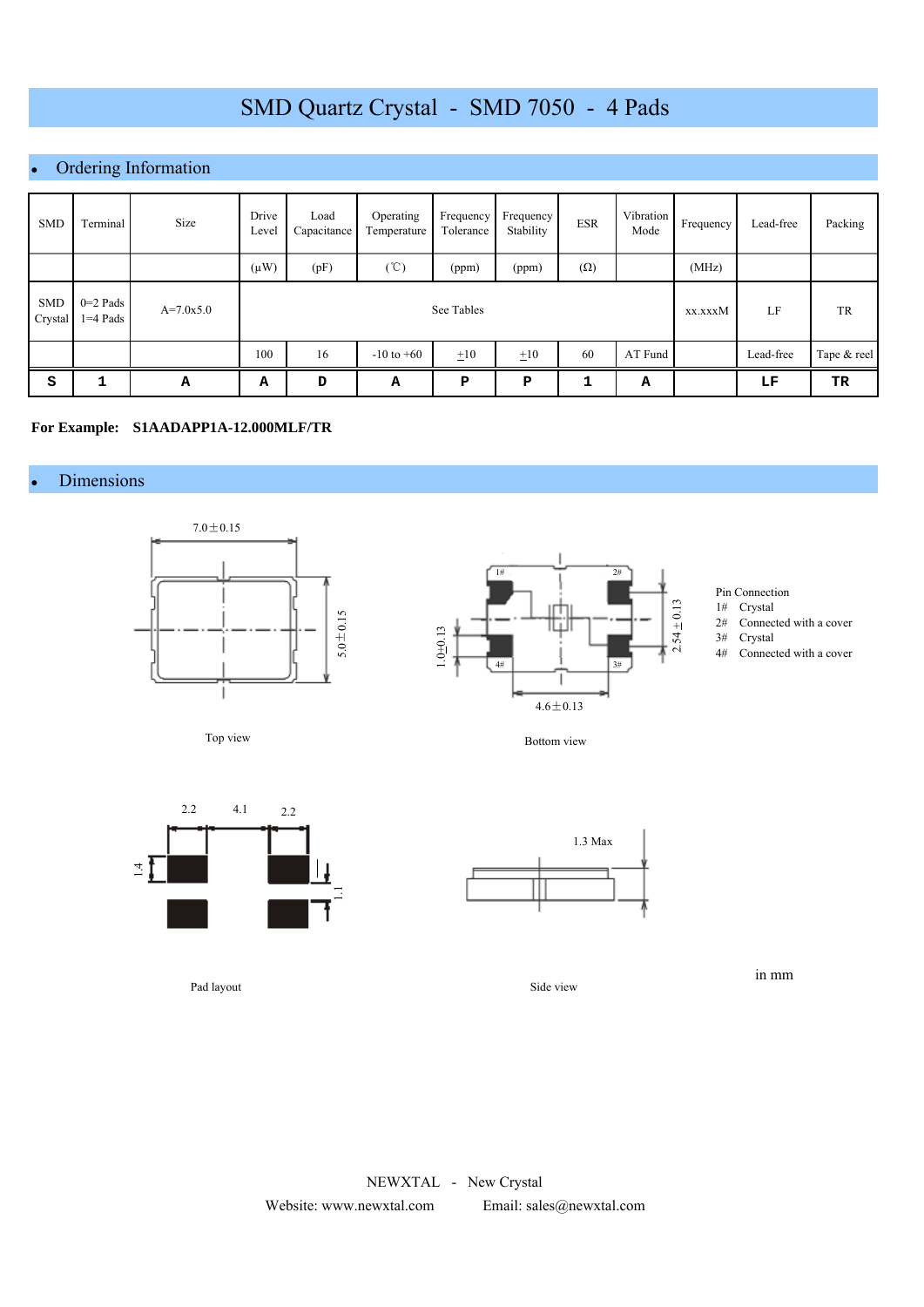# SMD Quartz Crystal - SMD 7050 - 4 Pads

## Ordering Information

| SMD | Terminal | Size | Drive Level | Load Capacitance | Operating Temperature | Frequency Tolerance | Frequency Stability | ESR | Vibration Mode | Frequency | Lead-free | Packing |
|---|---|---|---|---|---|---|---|---|---|---|---|---|
| | | | (µW) | (pF) | (℃) | (ppm) | (ppm) | (Ω) | | (MHz) | | |
| SMD Crystal | 0=2 Pads 1=4 Pads | A=7.0x5.0 | See Tables | | | | | | | xx.xxxM | LF | TR |
| | | | 100 | 16 | -10 to +60 | ±10 | ±10 | 60 | AT Fund | | Lead-free | Tape & reel |
| S | 1 | A | A | D | A | P | P | 1 | A | | LF | TR |

**For Example: S1AADAPP1A-12.000MLF/TR**

## Dimensions

7.0±0.15

5.0±0.15

Top view

1.0±0.13

2.54±0.13

4.6±0.13

Bottom view

Pin Connection
1# Crystal
2# Connected with a cover
3# Crystal
4# Connected with a cover

2.2 4.1 2.2

1.4

1.1

Pad layout

1.3 Max

Side view

in mm

NEWXTAL - New Crystal
Website: www.newxtal.com Email: sales@newxtal.com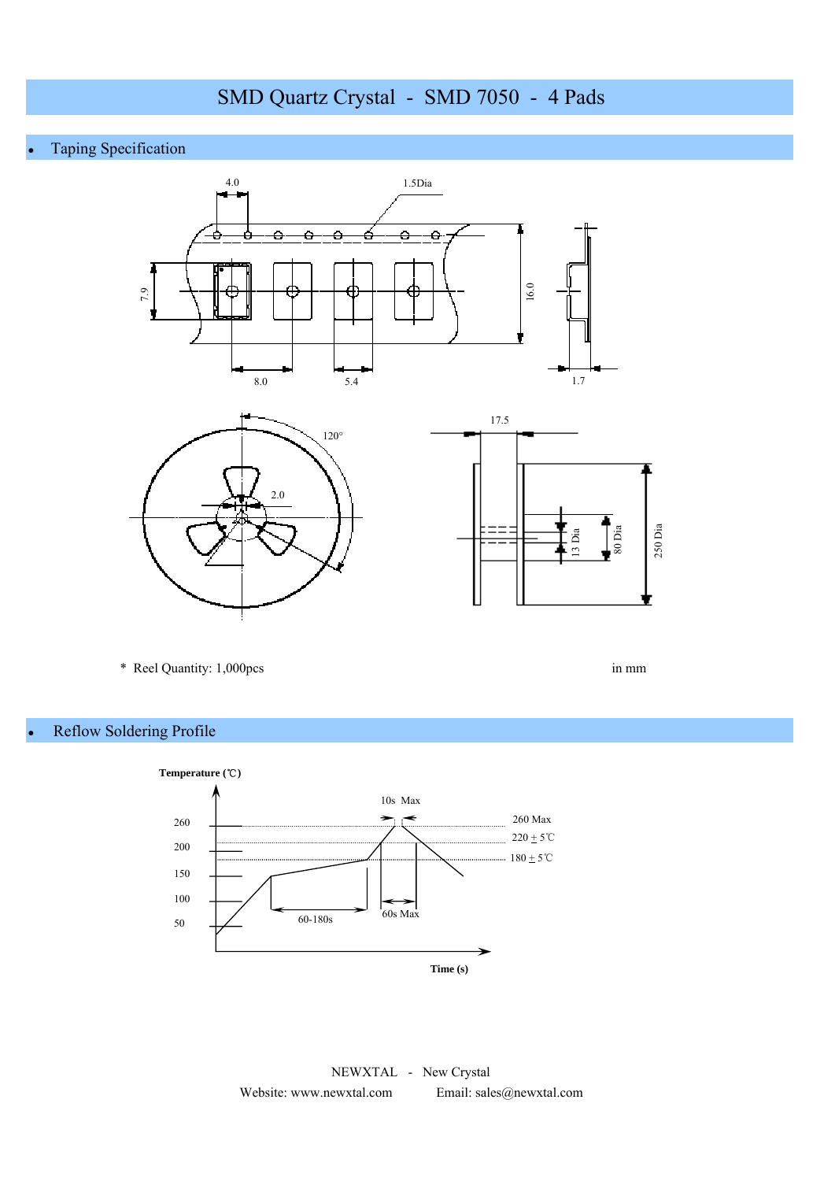# SMD Quartz Crystal - SMD 7050 - 4 Pads

## Taping Specification

4.0

1.5Dia

7.9

16.0

8.0

5.4

1.7

120°

2.0

17.5

13 Dia

80 Dia

250 Dia

\* Reel Quantity: 1,000pcs

in mm

## Reflow Soldering Profile

Temperature (℃)

10s Max

260

200

150

100

50

260 Max

220 ± 5℃

180 ± 5℃

60-180s

60s Max

Time (s)

NEWXTAL - New Crystal

Website: www.newxtal.com Email: sales@newxtal.com